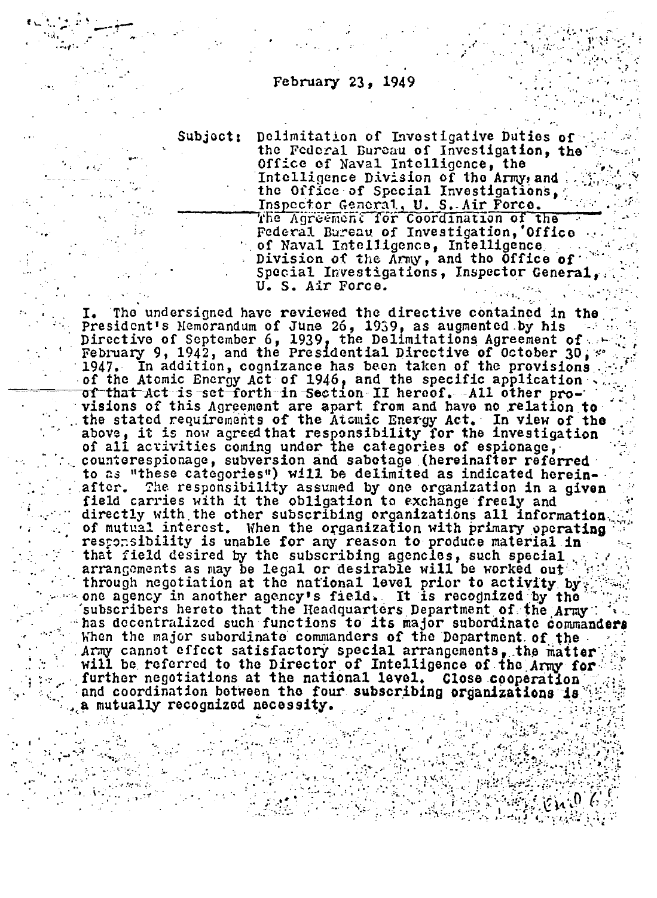February 23, 1949

Subject: Delimitation of Investigative Duties of the Federal Bureau of Investigation, the Office of Naval Intelligence, the Intelligence Division of the Army, and the Office of Special Investigations, Inspector General, U. S. Air Force.

The Agreement for Coordination of the Federal Bureau of Investigation, Office of Naval Intelligence, Intelligence Division of the Army, and the Office of Special Investigations, Inspector General, U. S. Air Force.

I. The undersigned have reviewed the directive contained in the President's Memorandum of June 26, 1939, as augmented by his Directive of September 6, 1939, the Delimitations Agreement of February 9, 1942, and the Presidential Directive of October 30, 1947. In addition, cognizance has been taken of the provisions of the Atomic Energy Act of 1946, and the specific application of that Act is set forth in Section II hereof. All other provisions of this Agreement are apart from and have no relation to the stated requirements of the Atomic Energy Act. In view of the above, it is now agreed that responsibility for the investigation of all activities coming under the categories of espionage, counterespionage, subversion and sabotage (hereinafter referred to as "these categories") will be delimited as indicated hereinafter. The responsibility assumed by one organization in a given field carries with it the obligation to exchange freely and directly with the other subscribing organizations all information of mutual interest. When the organization with primary operating responsibility is unable for any reason to produce material in that field desired by the subscribing agencies, such special arrangements as may be legal or desirable will be worked out through negotiation at the national level prior to activity by one agency in another agency's field. It is recognized by the subscribers hereto that the Headquarters Department of the Army has decentralized such functions to its major subordinate commanders. When the major subordinate commanders of the Department of the Army cannot effect satisfactory special arrangements, the matter will be referred to the Director of Intelligence of the Army for further negotiations at the national level. Close cooperation and coordination between the four subscribing organizations is a mutually recognized necessity.

Encl 6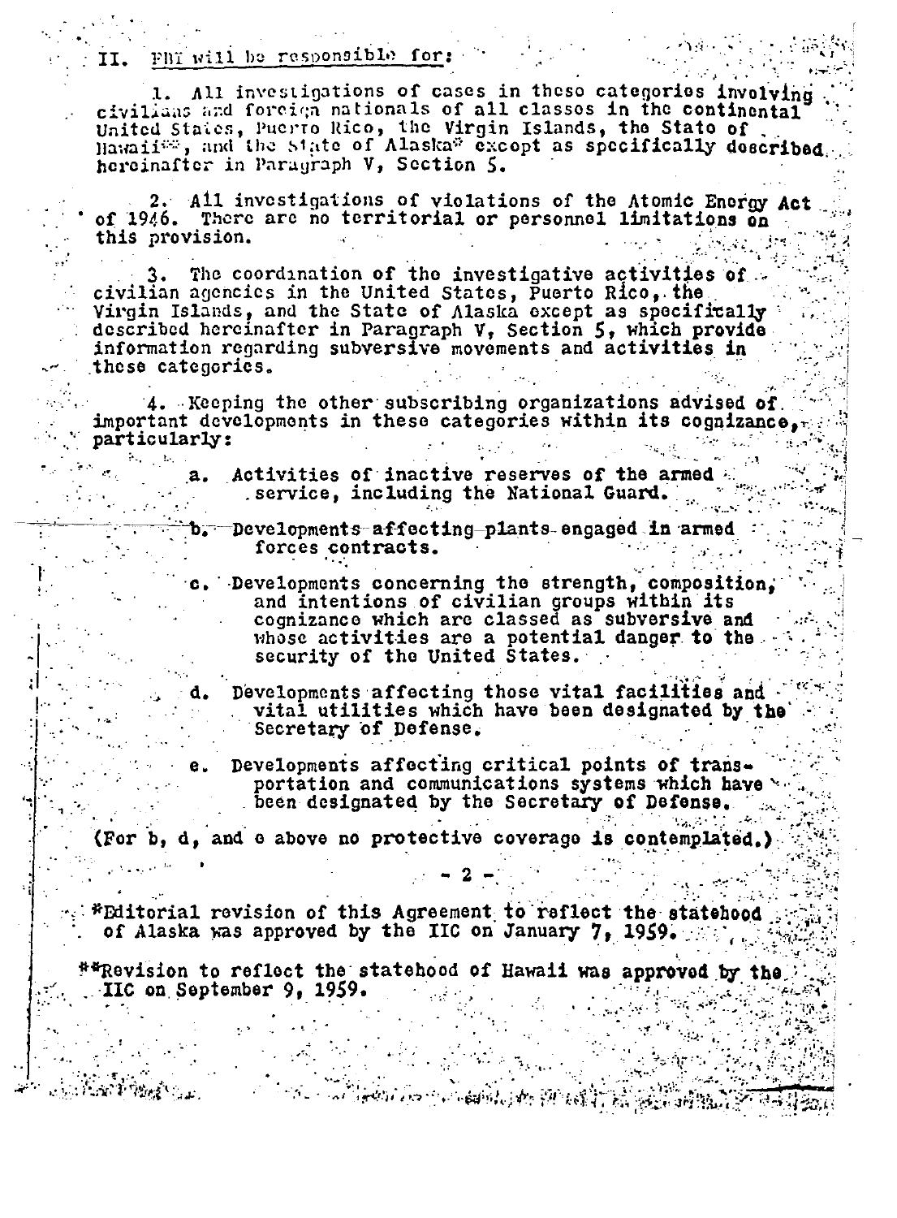II. FBI will be responsible for:

1. All investigations of cases in these categories involving civilians and foreign nationals of all classes in the continental United States, Puerto Rico, the Virgin Islands, the State of Hawaii**, and the State of Alaska* except as specifically described hereinafter in Paragraph V, Section 5.

2. All investigations of violations of the Atomic Energy Act of 1946. There are no territorial or personnel limitations on this provision.

3. The coordination of the investigative activities of civilian agencies in the United States, Puerto Rico, the Virgin Islands, and the State of Alaska except as specifically described hereinafter in Paragraph V, Section 5, which provide information regarding subversive movements and activities in these categories.

4. Keeping the other subscribing organizations advised of important developments in these categories within its cognizance, particularly:

   a. Activities of inactive reserves of the armed service, including the National Guard.

   b. Developments affecting plants engaged in armed forces contracts.

   c. Developments concerning the strength, composition, and intentions of civilian groups within its cognizance which are classed as subversive and whose activities are a potential danger to the security of the United States.

   d. Developments affecting those vital facilities and vital utilities which have been designated by the Secretary of Defense.

   e. Developments affecting critical points of transportation and communications systems which have been designated by the Secretary of Defense.

(For b, d, and e above no protective coverage is contemplated.)

*Editorial revision of this Agreement to reflect the statehood of Alaska was approved by the IIC on January 7, 1959.

**Revision to reflect the statehood of Hawaii was approved by the IIC on September 9, 1959.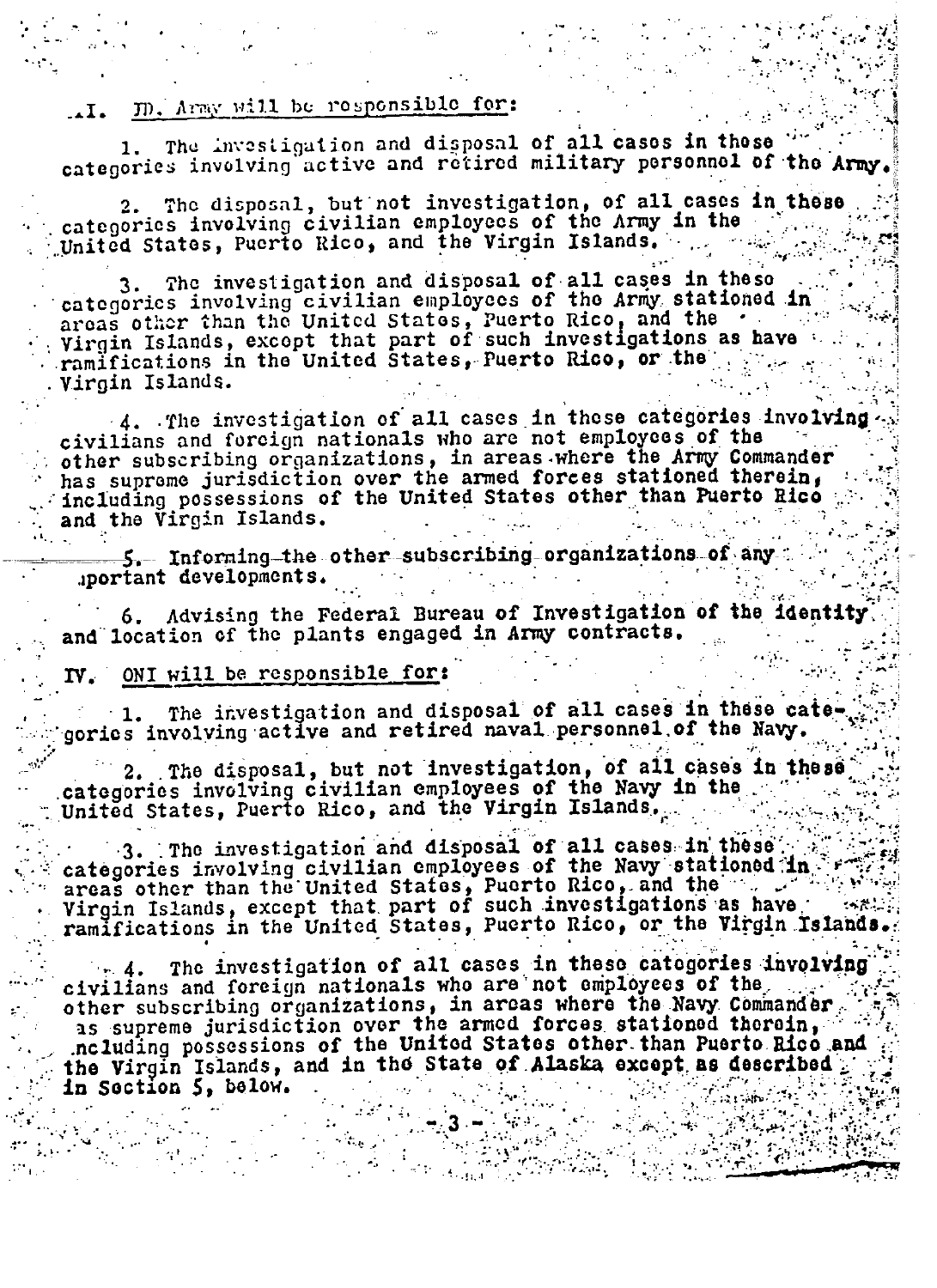III. ID, Army will be responsible for:

1. The investigation and disposal of all cases in these categories involving active and retired military personnel of the Army.

2. The disposal, but not investigation, of all cases in these categories involving civilian employees of the Army in the United States, Puerto Rico, and the Virgin Islands.

3. The investigation and disposal of all cases in these categories involving civilian employees of the Army stationed in areas other than the United States, Puerto Rico, and the Virgin Islands, except that part of such investigations as have ramifications in the United States, Puerto Rico, or the Virgin Islands.

4. The investigation of all cases in these categories involving civilians and foreign nationals who are not employees of the other subscribing organizations, in areas where the Army Commander has supreme jurisdiction over the armed forces stationed therein, including possessions of the United States other than Puerto Rico and the Virgin Islands.

5. Informing the other subscribing organizations of any important developments.

6. Advising the Federal Bureau of Investigation of the identity and location of the plants engaged in Army contracts.

IV. ONI will be responsible for:

1. The investigation and disposal of all cases in these categories involving active and retired naval personnel of the Navy.

2. The disposal, but not investigation, of all cases in these categories involving civilian employees of the Navy in the United States, Puerto Rico, and the Virgin Islands.

3. The investigation and disposal of all cases in these categories involving civilian employees of the Navy stationed in areas other than the United States, Puerto Rico, and the Virgin Islands, except that part of such investigations as have ramifications in the United States, Puerto Rico, or the Virgin Islands.

4. The investigation of all cases in these categories involving civilians and foreign nationals who are not employees of the other subscribing organizations, in areas where the Navy Commander has supreme jurisdiction over the armed forces stationed therein, including possessions of the United States other than Puerto Rico and the Virgin Islands, and in the State of Alaska except as described in Section 5, below.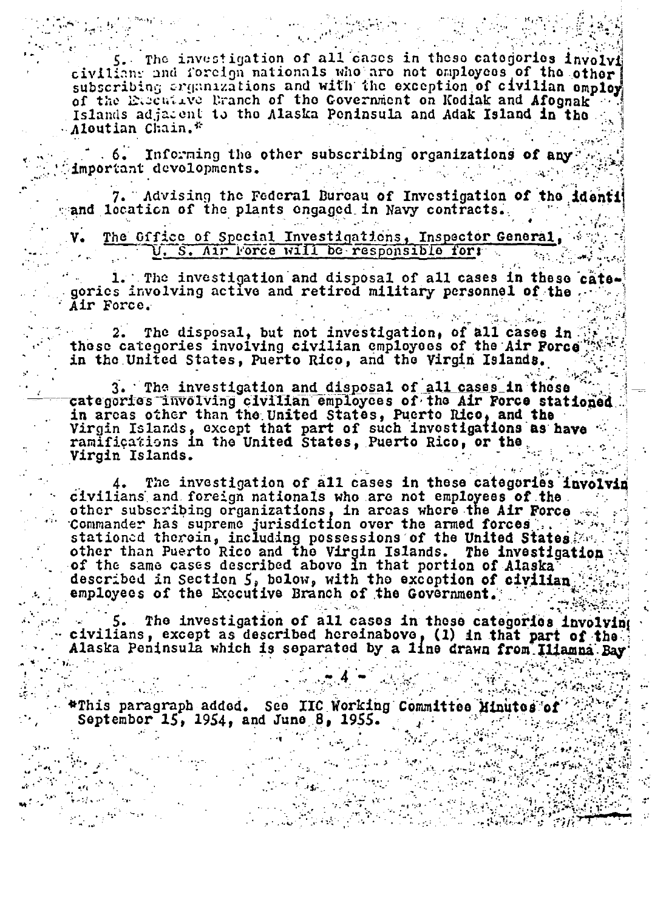5. The investigation of all cases in these categories involvi civilians and foreign nationals who are not employees of the other subscribing organizations and with the exception of civilian employ of the Executive Branch of the Government on Kodiak and Afognak Islands adjacent to the Alaska Peninsula and Adak Island in the Aleutian Chain.*

6. Informing the other subscribing organizations of any important developments.

7. Advising the Federal Bureau of Investigation of the identi and location of the plants engaged in Navy contracts.

V. The Office of Special Investigations, Inspector General, U. S. Air Force will be responsible for:

1. The investigation and disposal of all cases in these categories involving active and retired military personnel of the Air Force.

2. The disposal, but not investigation, of all cases in these categories involving civilian employees of the Air Force in the United States, Puerto Rico, and the Virgin Islands.

3. The investigation and disposal of all cases in these categories involving civilian employees of the Air Force stationed in areas other than the United States, Puerto Rico, and the Virgin Islands, except that part of such investigations as have ramifications in the United States, Puerto Rico, or the Virgin Islands.

4. The investigation of all cases in these categories involvin civilians and foreign nationals who are not employees of the other subscribing organizations, in areas where the Air Force Commander has supreme jurisdiction over the armed forces stationed therein, including possessions of the United States other than Puerto Rico and the Virgin Islands. The investigation of the same cases described above in that portion of Alaska described in Section 5, below, with the exception of civilian employees of the Executive Branch of the Government.

5. The investigation of all cases in these categories involvin civilians, except as described hereinabove, (1) in that part of the Alaska Peninsula which is separated by a line drawn from Iliamna Bay

*This paragraph added. See IIC Working Committee Minutes of September 15, 1954, and June 8, 1955.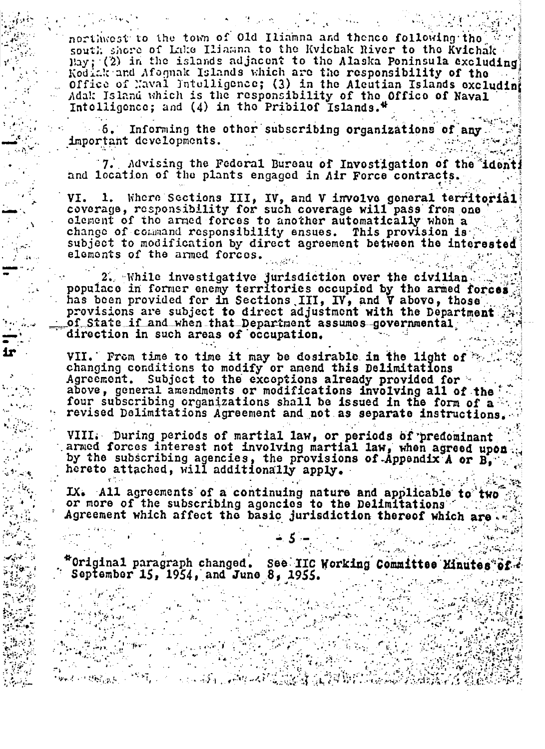northwest to the town of Old Iliamna and thence following the south shore of Lake Iliamna to the Kvichak River to the Kvichak Bay; (2) in the islands adjacent to the Alaska Peninsula excluding Kodiak and Afognak Islands which are the responsibility of the Office of Naval Intelligence; (3) in the Aleutian Islands excluding Adak Island which is the responsibility of the Office of Naval Intelligence; and (4) in the Pribilof Islands.*

6. Informing the other subscribing organizations of any important developments.

7. Advising the Federal Bureau of Investigation of the identi and location of the plants engaged in Air Force contracts.

VI. 1. Where Sections III, IV, and V involve general territorial coverage, responsibility for such coverage will pass from one element of the armed forces to another automatically when a change of command responsibility ensues. This provision is subject to modification by direct agreement between the interested elements of the armed forces.

2. While investigative jurisdiction over the civilian populace in former enemy territories occupied by the armed forces has been provided for in Sections III, IV, and V above, those provisions are subject to direct adjustment with the Department of State if and when that Department assumes governmental direction in such areas of occupation.

VII. From time to time it may be desirable in the light of changing conditions to modify or amend this Delimitations Agreement. Subject to the exceptions already provided for above, general amendments or modifications involving all of the four subscribing organizations shall be issued in the form of a revised Delimitations Agreement and not as separate instructions.

VIII. During periods of martial law, or periods of predominant armed forces interest not involving martial law, when agreed upon by the subscribing agencies, the provisions of Appendix A or B, hereto attached, will additionally apply.

IX. All agreements of a continuing nature and applicable to two or more of the subscribing agencies to the Delimitations Agreement which affect the basic jurisdiction thereof which are

*Original paragraph changed. See IIC Working Committee Minutes of September 15, 1954, and June 8, 1955.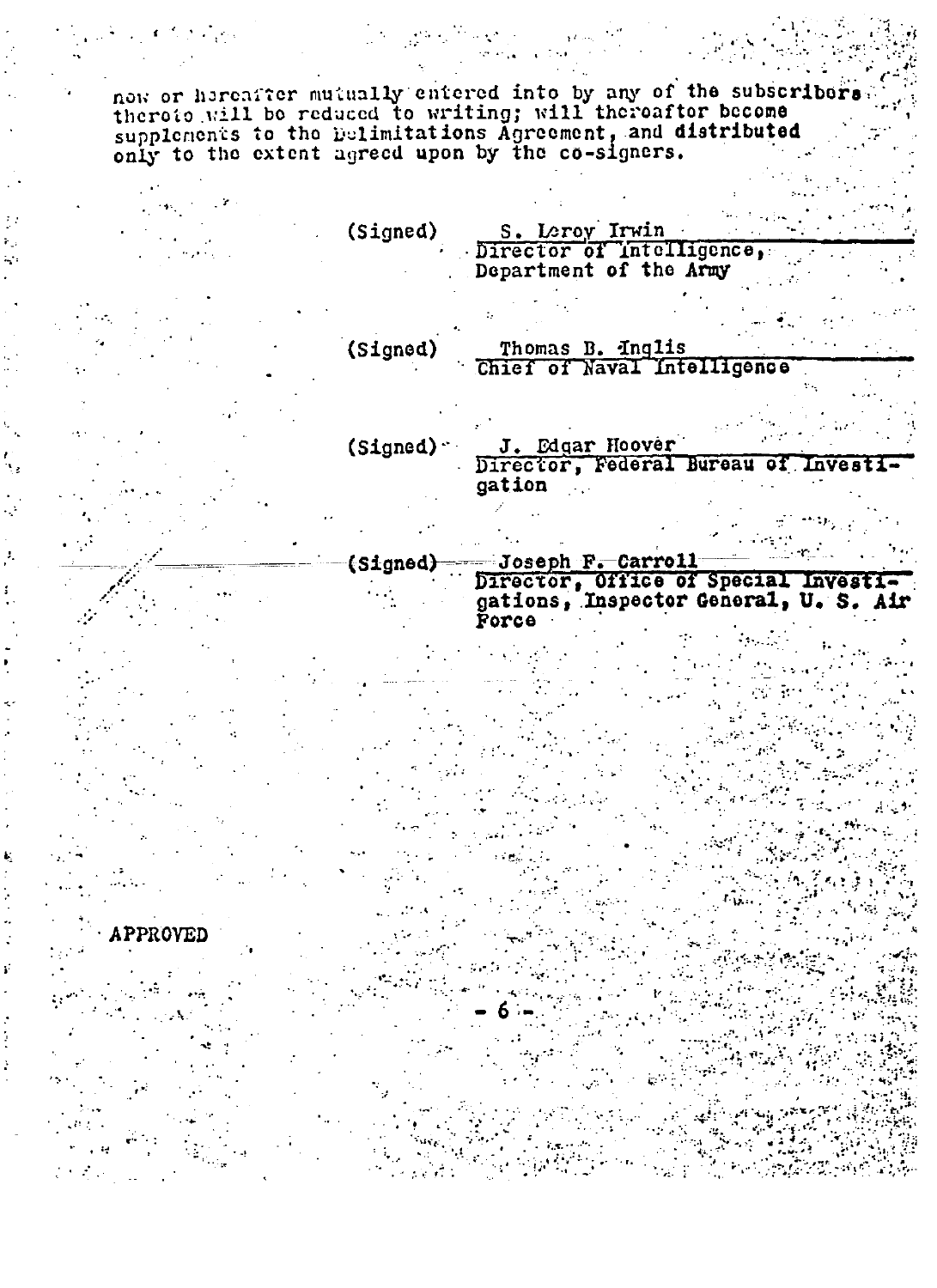now or hereafter mutually entered into by any of the subscribers thereto will be reduced to writing; will thereafter become supplements to the Delimitations Agreement, and distributed only to the extent agreed upon by the co-signers.

(Signed) S. Leroy Irwin
Director of Intelligence,
Department of the Army

(Signed) Thomas B. Inglis
Chief of Naval Intelligence

(Signed) J. Edgar Hoover
Director, Federal Bureau of Investigation

(Signed) Joseph F. Carroll
Director, Office of Special Investigations, Inspector General, U. S. Air Force

APPROVED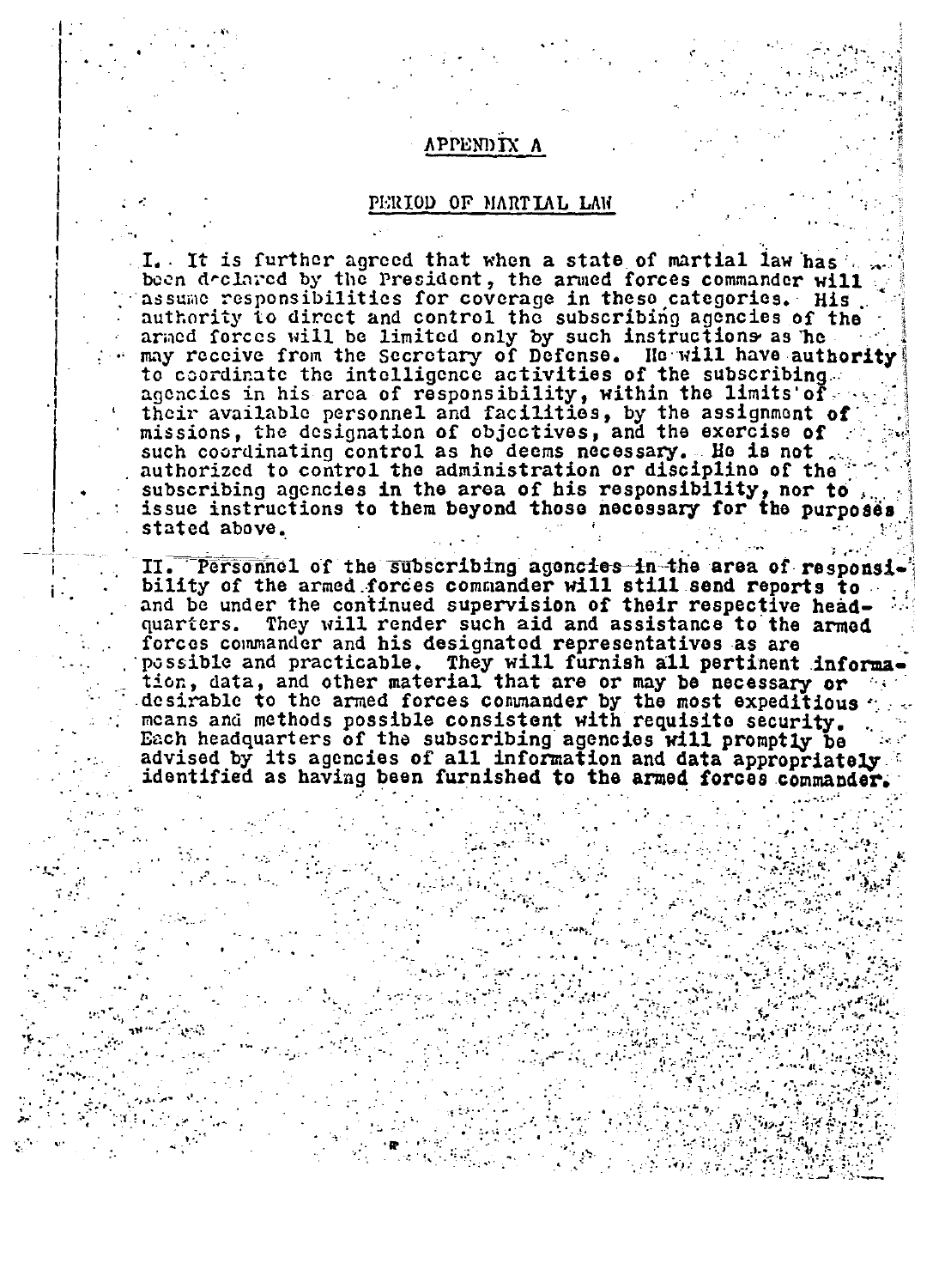## APPENDIX A

### PERIOD OF MARTIAL LAW

I. It is further agreed that when a state of martial law has been declared by the President, the armed forces commander will assume responsibilities for coverage in these categories. His authority to direct and control the subscribing agencies of the armed forces will be limited only by such instructions as he may receive from the Secretary of Defense. He will have authority to coordinate the intelligence activities of the subscribing agencies in his area of responsibility, within the limits of their available personnel and facilities, by the assignment of missions, the designation of objectives, and the exercise of such coordinating control as he deems necessary. He is not authorized to control the administration or discipline of the subscribing agencies in the area of his responsibility, nor to issue instructions to them beyond those necessary for the purposes stated above.

II. Personnel of the subscribing agencies in the area of responsibility of the armed forces commander will still send reports to and be under the continued supervision of their respective headquarters. They will render such aid and assistance to the armed forces commander and his designated representatives as are possible and practicable. They will furnish all pertinent information, data, and other material that are or may be necessary or desirable to the armed forces commander by the most expeditious means and methods possible consistent with requisite security. Each headquarters of the subscribing agencies will promptly be advised by its agencies of all information and data appropriately identified as having been furnished to the armed forces commander.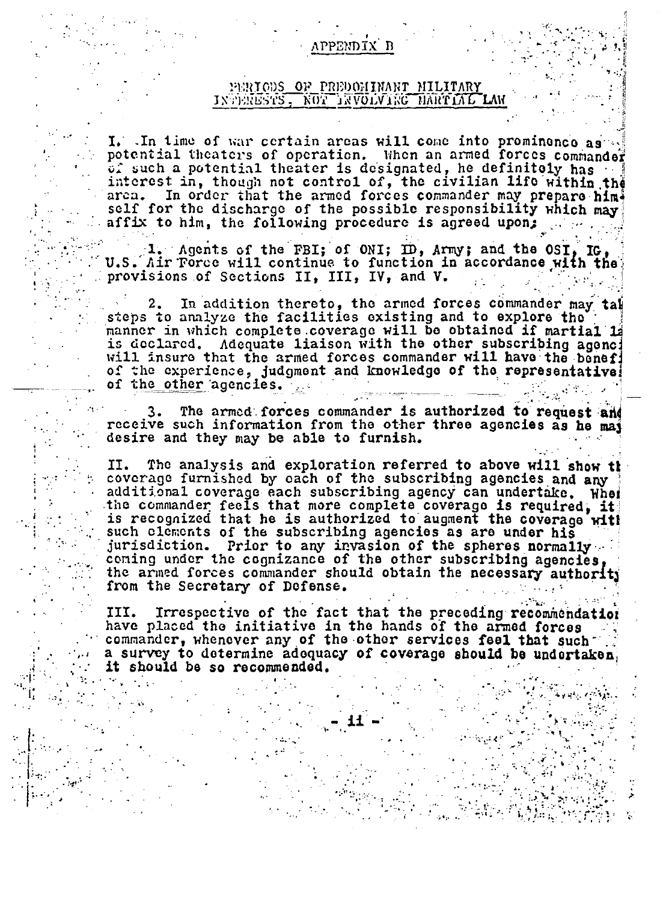APPENDIX B

## PERIODS OF PREDOMINANT MILITARY INTERESTS, NOT INVOLVING MARTIAL LAW

I. In time of war certain areas will come into prominence as potential theaters of operation. When an armed forces commander of such a potential theater is designated, he definitely has interest in, though not control of, the civilian life within the area. In order that the armed forces commander may prepare himself for the discharge of the possible responsibility which may affix to him, the following procedure is agreed upon:

1. Agents of the FBI; of ONI; ID, Army; and the OSI, IG, U.S. Air Force will continue to function in accordance with the provisions of Sections II, III, IV, and V.

2. In addition thereto, the armed forces commander may tak steps to analyze the facilities existing and to explore the manner in which complete coverage will be obtained if martial la is declared. Adequate liaison with the other subscribing agenci will insure that the armed forces commander will have the benef of the experience, judgment and knowledge of the representative of the other agencies.

3. The armed forces commander is authorized to request and receive such information from the other three agencies as he may desire and they may be able to furnish.

II. The analysis and exploration referred to above will show th coverage furnished by each of the subscribing agencies and any additional coverage each subscribing agency can undertake. When the commander feels that more complete coverage is required, it is recognized that he is authorized to augment the coverage with such elements of the subscribing agencies as are under his jurisdiction. Prior to any invasion of the spheres normally coming under the cognizance of the other subscribing agencies, the armed forces commander should obtain the necessary authority from the Secretary of Defense.

III. Irrespective of the fact that the preceding recommendation have placed the initiative in the hands of the armed forces commander, whenever any of the other services feel that such a survey to determine adequacy of coverage should be undertaken, it should be so recommended.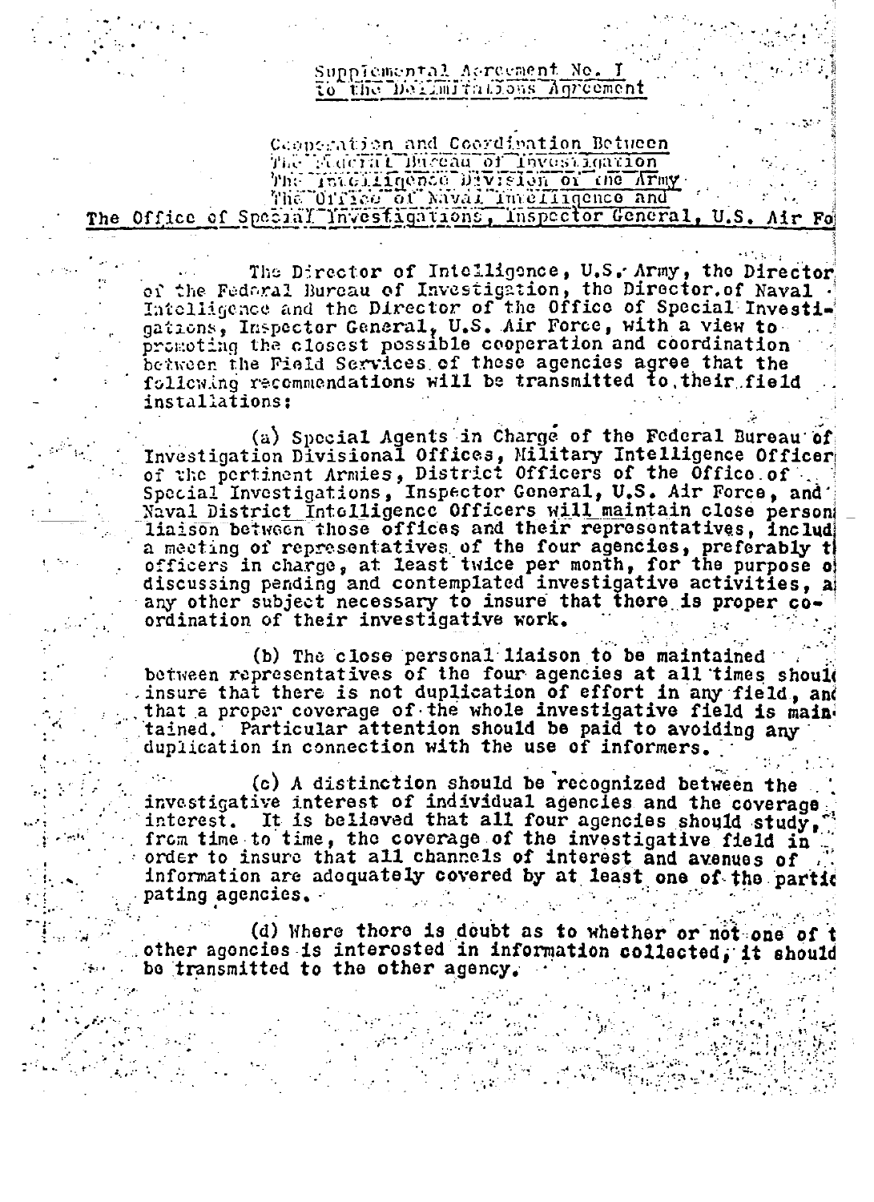Supplemental Agreement No. I
to the Delimitations Agreement

Cooperation and Coordination Between
The Federal Bureau of Investigation
The Intelligence Division of the Army
The Office of Naval Intelligence and
The Office of Special Investigations, Inspector General, U.S. Air Fo

The Director of Intelligence, U.S. Army, the Director of the Federal Bureau of Investigation, the Director of Naval Intelligence and the Director of the Office of Special Investigations, Inspector General, U.S. Air Force, with a view to promoting the closest possible cooperation and coordination between the Field Services of these agencies agree that the following recommendations will be transmitted to their field installations:

(a) Special Agents in Charge of the Federal Bureau of Investigation Divisional Offices, Military Intelligence Officer of the pertinent Armies, District Officers of the Office of Special Investigations, Inspector General, U.S. Air Force, and Naval District Intelligence Officers will maintain close person liaison between those offices and their representatives, includ a meeting of representatives of the four agencies, preferably t officers in charge, at least twice per month, for the purpose o discussing pending and contemplated investigative activities, a any other subject necessary to insure that there is proper coordination of their investigative work.

(b) The close personal liaison to be maintained between representatives of the four agencies at all times shoul insure that there is not duplication of effort in any field, and that a proper coverage of the whole investigative field is maintained. Particular attention should be paid to avoiding any duplication in connection with the use of informers.

(c) A distinction should be recognized between the investigative interest of individual agencies and the coverage interest. It is believed that all four agencies should study, from time to time, the coverage of the investigative field in order to insure that all channels of interest and avenues of information are adequately covered by at least one of the partic pating agencies.

(d) Where there is doubt as to whether or not one of t other agencies is interested in information collected, it should be transmitted to the other agency.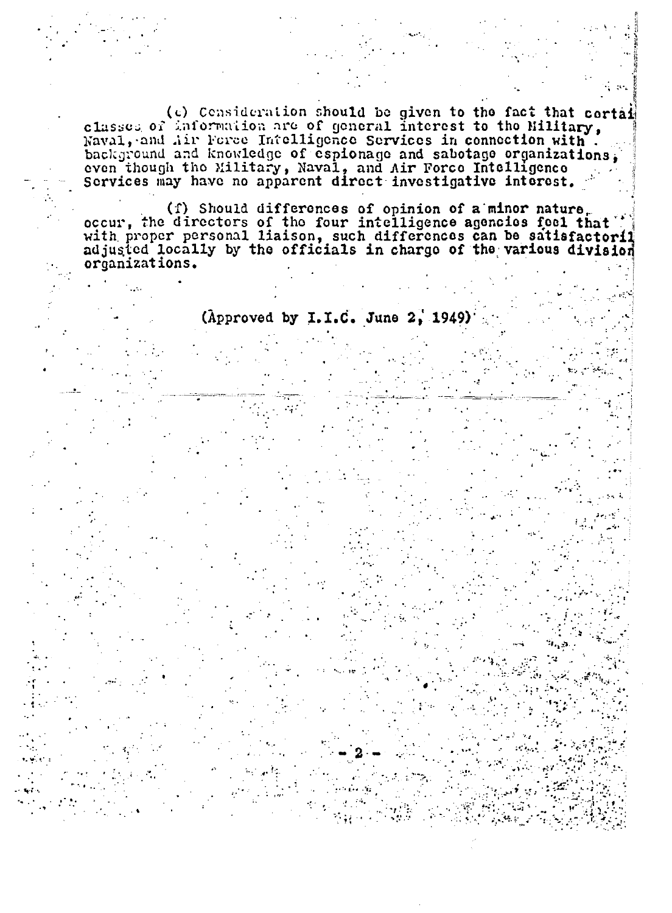(e) Consideration should be given to the fact that certain classes of information are of general interest to the Military, Naval, and Air Force Intelligence Services in connection with background and knowledge of espionage and sabotage organizations, even though the Military, Naval, and Air Force Intelligence Services may have no apparent direct investigative interest.

(f) Should differences of opinion of a minor nature occur, the directors of the four intelligence agencies feel that with proper personal liaison, such differences can be satisfactorily adjusted locally by the officials in charge of the various division organizations.

(Approved by I.I.C. June 2, 1949)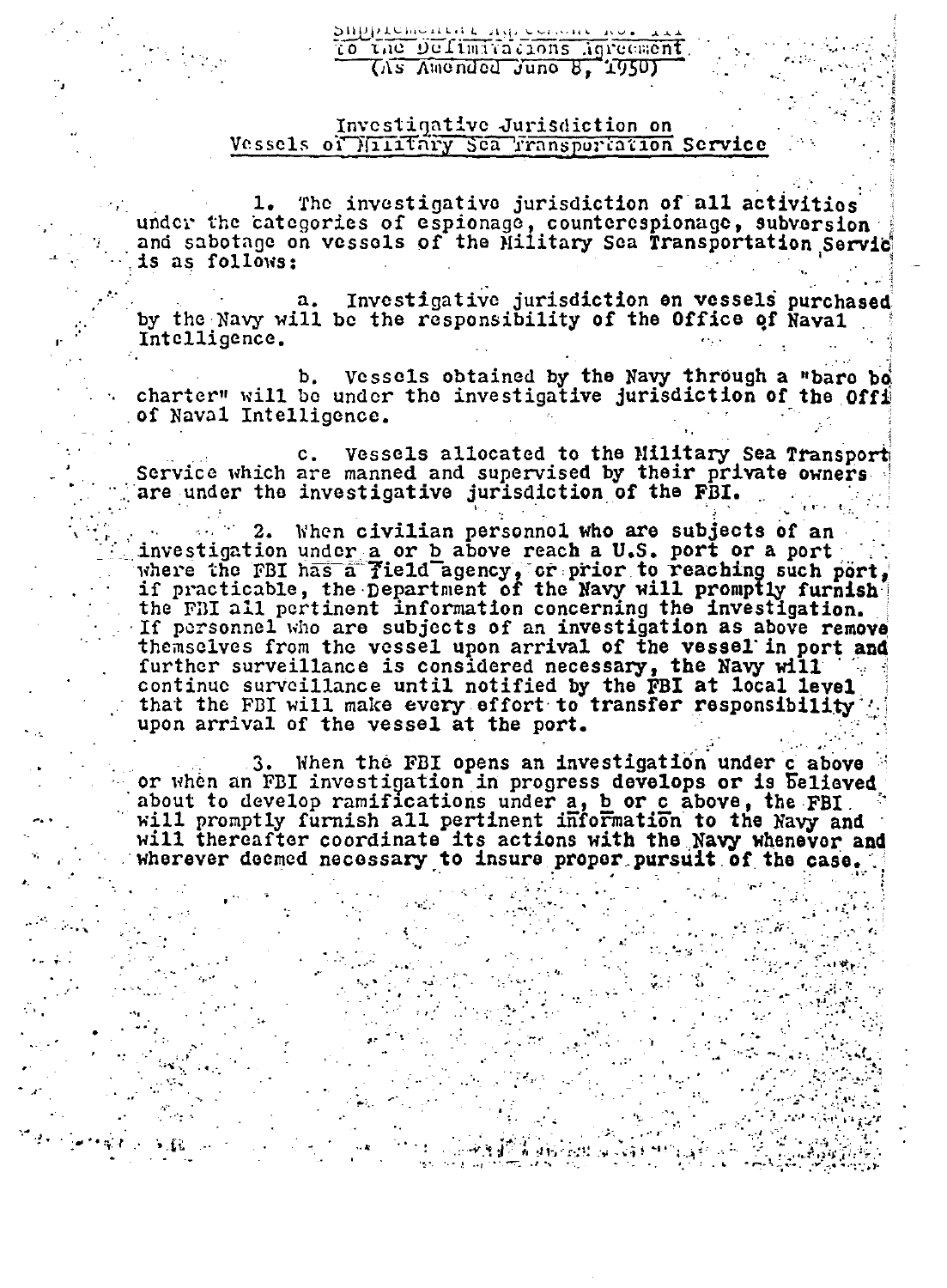Supplemental Agreement No. III
to the Delimitations Agreement
(As Amended June 8, 1950)

## Investigative Jurisdiction on Vessels of Military Sea Transportation Service

1. The investigative jurisdiction of all activities under the categories of espionage, counterespionage, subversion and sabotage on vessels of the Military Sea Transportation Service is as follows:

   a. Investigative jurisdiction on vessels purchased by the Navy will be the responsibility of the Office of Naval Intelligence.

   b. Vessels obtained by the Navy through a "bare boat charter" will be under the investigative jurisdiction of the Office of Naval Intelligence.

   c. Vessels allocated to the Military Sea Transportation Service which are manned and supervised by their private owners are under the investigative jurisdiction of the FBI.

2. When civilian personnel who are subjects of an investigation under a or b above reach a U.S. port or a port where the FBI has a field agency, or prior to reaching such port, if practicable, the Department of the Navy will promptly furnish the FBI all pertinent information concerning the investigation. If personnel who are subjects of an investigation as above remove themselves from the vessel upon arrival of the vessel in port and further surveillance is considered necessary, the Navy will continue surveillance until notified by the FBI at local level that the FBI will make every effort to transfer responsibility upon arrival of the vessel at the port.

3. When the FBI opens an investigation under c above or when an FBI investigation in progress develops or is believed about to develop ramifications under a, b or c above, the FBI will promptly furnish all pertinent information to the Navy and will thereafter coordinate its actions with the Navy whenever and wherever deemed necessary to insure proper pursuit of the case.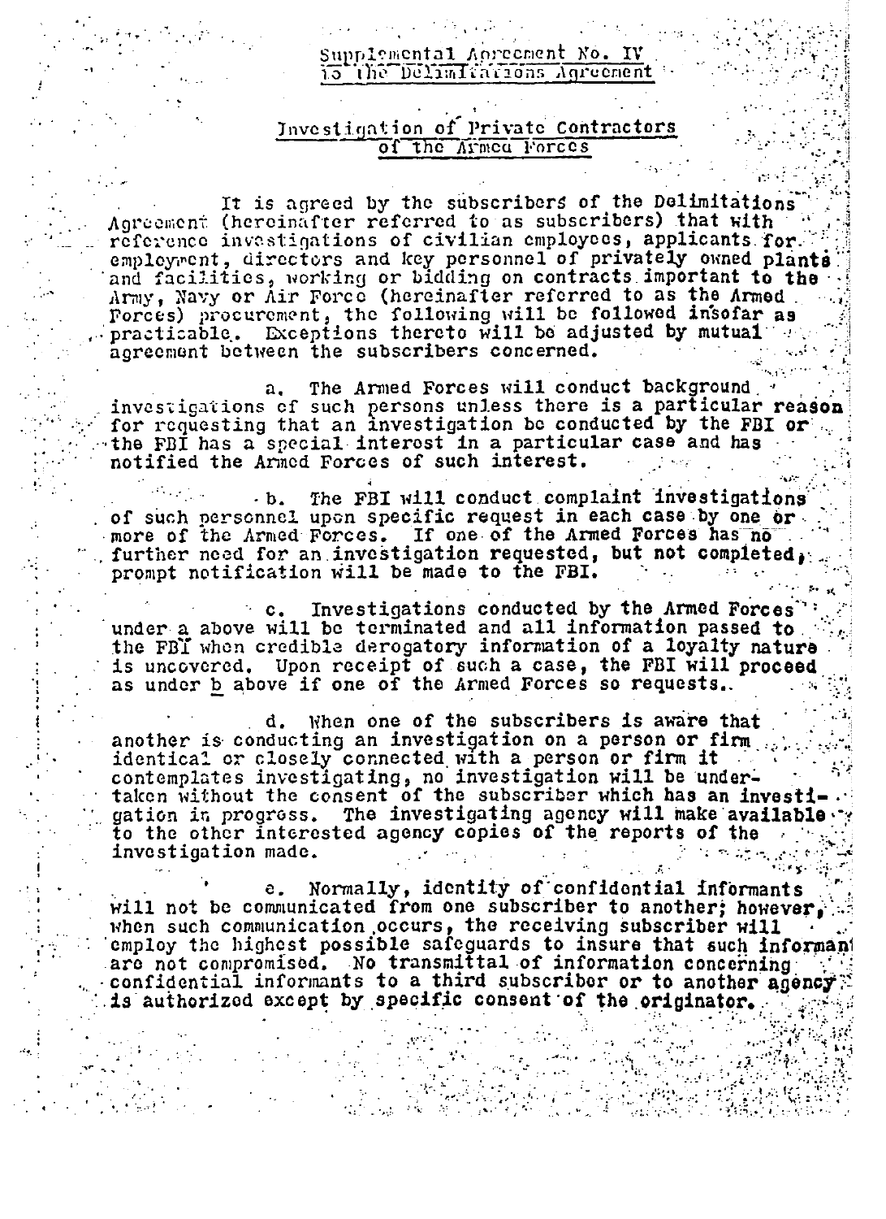Supplemental Agreement No. IV
to the Delimitations Agreement

## Investigation of Private Contractors of the Armed Forces

It is agreed by the subscribers of the Delimitations Agreement (hereinafter referred to as subscribers) that with reference investigations of civilian employees, applicants for employment, directors and key personnel of privately owned plants and facilities, working or bidding on contracts important to the Army, Navy or Air Force (hereinafter referred to as the Armed Forces) procurement, the following will be followed insofar as practicable. Exceptions thereto will be adjusted by mutual agreement between the subscribers concerned.

a. The Armed Forces will conduct background investigations of such persons unless there is a particular reason for requesting that an investigation be conducted by the FBI or the FBI has a special interest in a particular case and has notified the Armed Forces of such interest.

b. The FBI will conduct complaint investigations of such personnel upon specific request in each case by one or more of the Armed Forces. If one of the Armed Forces has no further need for an investigation requested, but not completed, prompt notification will be made to the FBI.

c. Investigations conducted by the Armed Forces under a above will be terminated and all information passed to the FBI when credible derogatory information of a loyalty nature is uncovered. Upon receipt of such a case, the FBI will proceed as under b above if one of the Armed Forces so requests.

d. When one of the subscribers is aware that another is conducting an investigation on a person or firm identical or closely connected with a person or firm it contemplates investigating, no investigation will be undertaken without the consent of the subscriber which has an investigation in progress. The investigating agency will make available to the other interested agency copies of the reports of the investigation made.

e. Normally, identity of confidential informants will not be communicated from one subscriber to another; however, when such communication occurs, the receiving subscriber will employ the highest possible safeguards to insure that such informants are not compromised. No transmittal of information concerning confidential informants to a third subscriber or to another agency is authorized except by specific consent of the originator.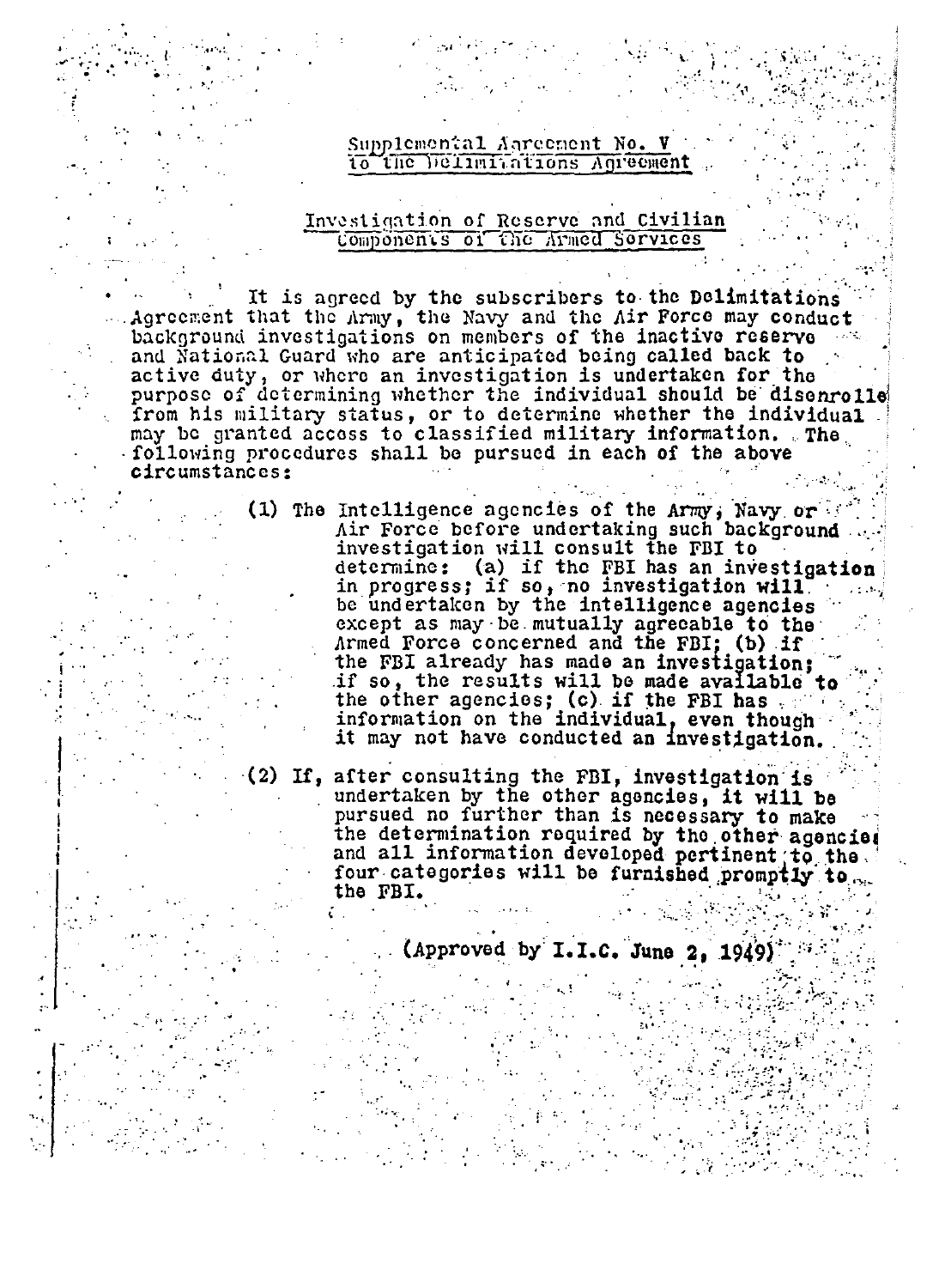## Supplemental Agreement No. V to the Delimitations Agreement

## Investigation of Reserve and Civilian Components of the Armed Services

It is agreed by the subscribers to the Delimitations Agreement that the Army, the Navy and the Air Force may conduct background investigations on members of the inactive reserve and National Guard who are anticipated being called back to active duty, or where an investigation is undertaken for the purpose of determining whether the individual should be disenrolled from his military status, or to determine whether the individual may be granted access to classified military information. The following procedures shall be pursued in each of the above circumstances:

(1) The Intelligence agencies of the Army, Navy or Air Force before undertaking such background investigation will consult the FBI to determine: (a) if the FBI has an investigation in progress; if so, no investigation will be undertaken by the intelligence agencies except as may be mutually agreeable to the Armed Force concerned and the FBI; (b) if the FBI already has made an investigation; if so, the results will be made available to the other agencies; (c) if the FBI has information on the individual, even though it may not have conducted an investigation.

(2) If, after consulting the FBI, investigation is undertaken by the other agencies, it will be pursued no further than is necessary to make the determination required by the other agencies and all information developed pertinent to the four categories will be furnished promptly to the FBI.

(Approved by I.I.C. June 2, 1949)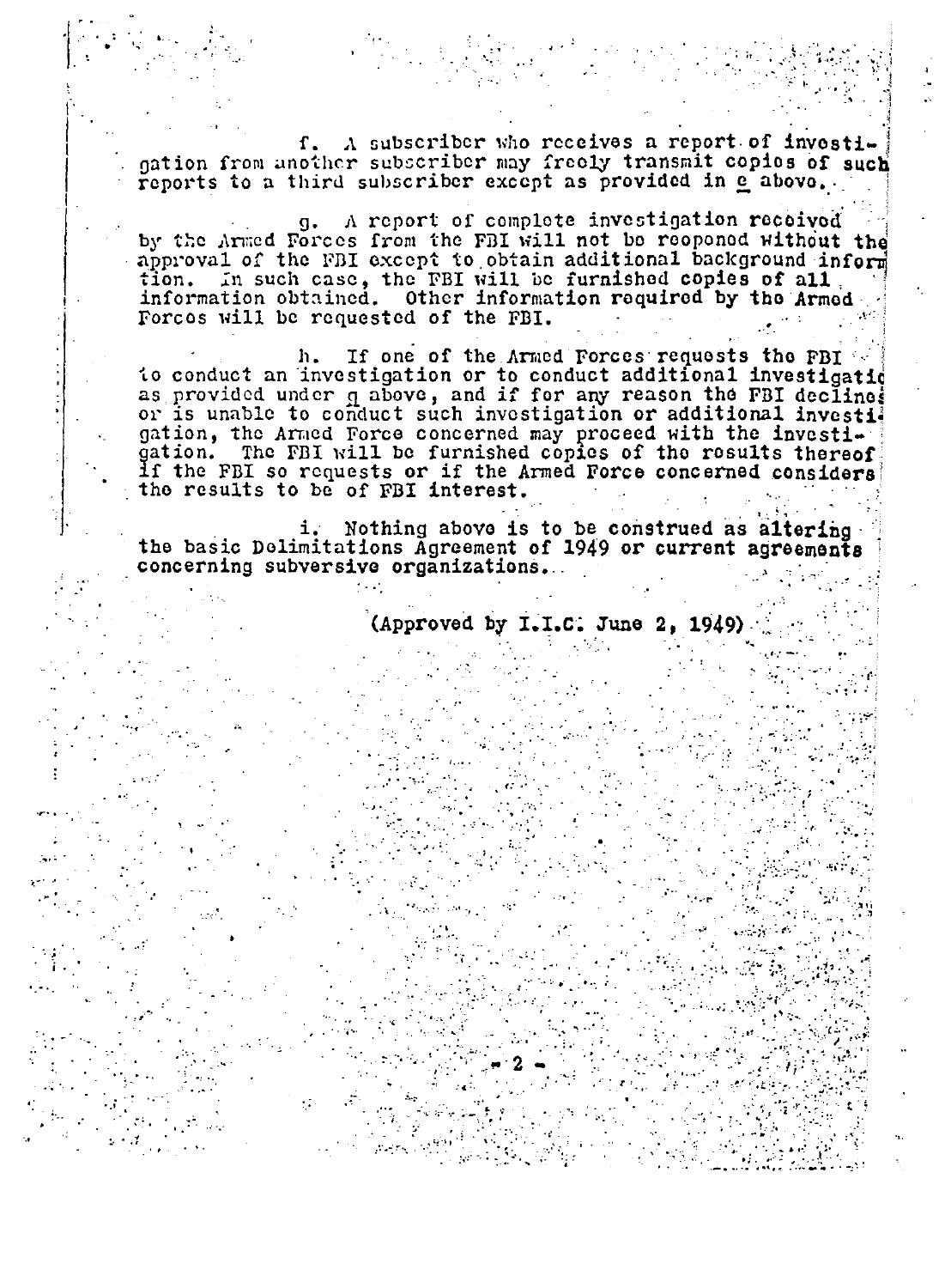f. A subscriber who receives a report of investigation from another subscriber may freely transmit copies of such reports to a third subscriber except as provided in e above.

g. A report of complete investigation received by the Armed Forces from the FBI will not be reopened without the approval of the FBI except to obtain additional background information. In such case, the FBI will be furnished copies of all information obtained. Other information required by the Armed Forces will be requested of the FBI.

h. If one of the Armed Forces requests the FBI to conduct an investigation or to conduct additional investigation as provided under g above, and if for any reason the FBI declines or is unable to conduct such investigation or additional investigation, the Armed Force concerned may proceed with the investigation. The FBI will be furnished copies of the results thereof if the FBI so requests or if the Armed Force concerned considers the results to be of FBI interest.

i. Nothing above is to be construed as altering the basic Delimitations Agreement of 1949 or current agreements concerning subversive organizations.

(Approved by I.I.C. June 2, 1949)